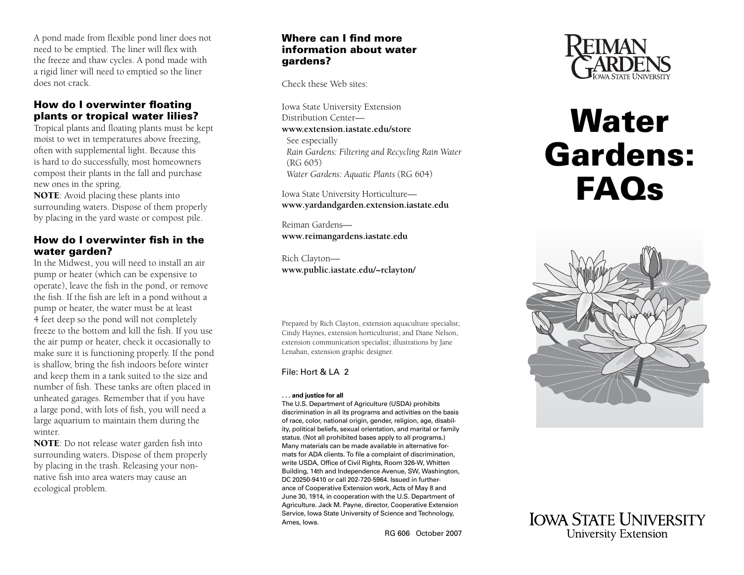A pond made from flexible pond liner does not need to be emptied. The liner will flex with the freeze and thaw cycles. A pond made with a rigid liner will need to emptied so the liner does not crack.

### How do I overwinter floating plants or tropical water lilies?

Tropical plants and floating plants must be kept moist to wet in temperatures above freezing, often with supplemental light. Because this is hard to do successfully, most homeowners compost their plants in the fall and purchase new ones in the spring.

**NOTE**: Avoid placing these plants into surrounding waters. Dispose of them properly by placing in the yard waste or compost pile.

### How do I overwinter fish in the water garden?

In the Midwest, you will need to install an air pump or heater (which can be expensive to operate), leave the fish in the pond, or remove the fish. If the fish are left in a pond without a pump or heater, the water must be at least 4 feet deep so the pond will not completely freeze to the bottom and kill the fish. If you use the air pump or heater, check it occasionally to make sure it is functioning properly. If the pond is shallow, bring the fish indoors before winter and keep them in a tank suited to the size and number of fish. These tanks are often placed in unheated garages. Remember that if you have a large pond, with lots of fish, you will need a large aquarium to maintain them during the winter.

**NOTE**: Do not release water garden fish into surrounding waters. Dispose of them properly by placing in the trash. Releasing your non-native fish into area waters may cause an ecological problem.

### Where can I find more information about water gardens?

Check these Web sites:

Iowa State University Extension Distribution Center—
**www.extension.iastate.edu/store**
See especially
*Rain Gardens: Filtering and Recycling Rain Water* (RG 605)
*Water Gardens: Aquatic Plants* (RG 604)

Iowa State University Horticulture—
**www.yardandgarden.extension.iastate.edu**

Reiman Gardens—
**www.reimangardens.iastate.edu**

Rich Clayton—
**www.public.iastate.edu/~rclayton/**

Prepared by Rich Clayton, extension aquaculture specialist; Cindy Haynes, extension horticulturist; and Diane Nelson, extension communication specialist; illustrations by Jane Lenahan, extension graphic designer.

File: Hort & LA 2

**. . . and justice for all**
The U.S. Department of Agriculture (USDA) prohibits discrimination in all its programs and activities on the basis of race, color, national origin, gender, religion, age, disability, political beliefs, sexual orientation, and marital or family status. (Not all prohibited bases apply to all programs.) Many materials can be made available in alternative formats for ADA clients. To file a complaint of discrimination, write USDA, Office of Civil Rights, Room 326-W, Whitten Building, 14th and Independence Avenue, SW, Washington, DC 20250-9410 or call 202-720-5964. Issued in furtherance of Cooperative Extension work, Acts of May 8 and June 30, 1914, in cooperation with the U.S. Department of Agriculture. Jack M. Payne, director, Cooperative Extension Service, Iowa State University of Science and Technology, Ames, Iowa.

RG 606 October 2007

Reiman Gardens
Iowa State University

# Water Gardens: FAQs

Iowa State University
University Extension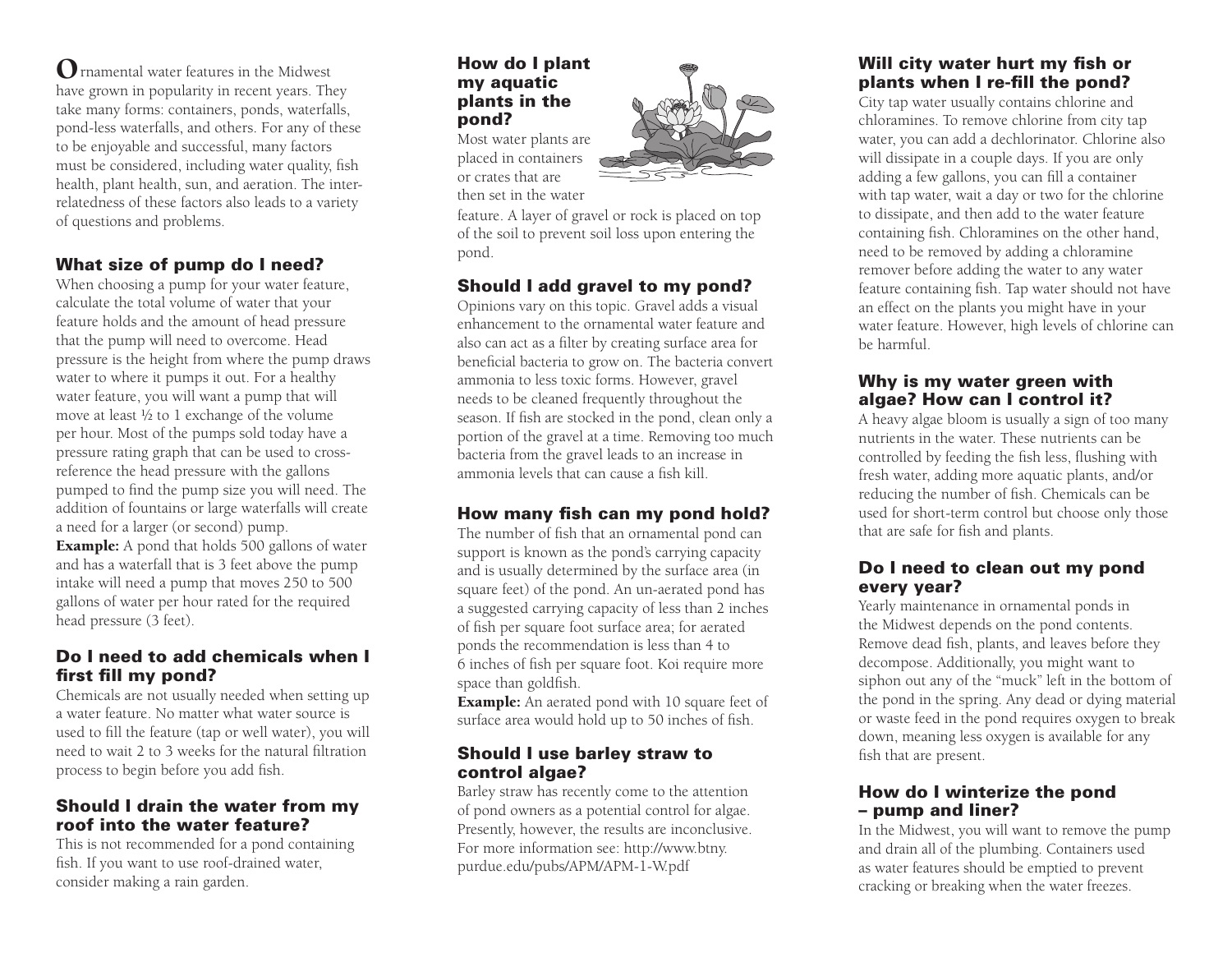Ornamental water features in the Midwest have grown in popularity in recent years. They take many forms: containers, ponds, waterfalls, pond-less waterfalls, and others. For any of these to be enjoyable and successful, many factors must be considered, including water quality, fish health, plant health, sun, and aeration. The interrelatedness of these factors also leads to a variety of questions and problems.

## What size of pump do I need?

When choosing a pump for your water feature, calculate the total volume of water that your feature holds and the amount of head pressure that the pump will need to overcome. Head pressure is the height from where the pump draws water to where it pumps it out. For a healthy water feature, you will want a pump that will move at least ½ to 1 exchange of the volume per hour. Most of the pumps sold today have a pressure rating graph that can be used to cross-reference the head pressure with the gallons pumped to find the pump size you will need. The addition of fountains or large waterfalls will create a need for a larger (or second) pump.

**Example:** A pond that holds 500 gallons of water and has a waterfall that is 3 feet above the pump intake will need a pump that moves 250 to 500 gallons of water per hour rated for the required head pressure (3 feet).

## Do I need to add chemicals when I first fill my pond?

Chemicals are not usually needed when setting up a water feature. No matter what water source is used to fill the feature (tap or well water), you will need to wait 2 to 3 weeks for the natural filtration process to begin before you add fish.

## Should I drain the water from my roof into the water feature?

This is not recommended for a pond containing fish. If you want to use roof-drained water, consider making a rain garden.

## How do I plant my aquatic plants in the pond?

Most water plants are placed in containers or crates that are then set in the water feature. A layer of gravel or rock is placed on top of the soil to prevent soil loss upon entering the pond.

## Should I add gravel to my pond?

Opinions vary on this topic. Gravel adds a visual enhancement to the ornamental water feature and also can act as a filter by creating surface area for beneficial bacteria to grow on. The bacteria convert ammonia to less toxic forms. However, gravel needs to be cleaned frequently throughout the season. If fish are stocked in the pond, clean only a portion of the gravel at a time. Removing too much bacteria from the gravel leads to an increase in ammonia levels that can cause a fish kill.

## How many fish can my pond hold?

The number of fish that an ornamental pond can support is known as the pond's carrying capacity and is usually determined by the surface area (in square feet) of the pond. An un-aerated pond has a suggested carrying capacity of less than 2 inches of fish per square foot surface area; for aerated ponds the recommendation is less than 4 to 6 inches of fish per square foot. Koi require more space than goldfish.

**Example:** An aerated pond with 10 square feet of surface area would hold up to 50 inches of fish.

## Should I use barley straw to control algae?

Barley straw has recently come to the attention of pond owners as a potential control for algae. Presently, however, the results are inconclusive. For more information see: http://www.btny.purdue.edu/pubs/APM/APM-1-W.pdf

## Will city water hurt my fish or plants when I re-fill the pond?

City tap water usually contains chlorine and chloramines. To remove chlorine from city tap water, you can add a dechlorinator. Chlorine also will dissipate in a couple days. If you are only adding a few gallons, you can fill a container with tap water, wait a day or two for the chlorine to dissipate, and then add to the water feature containing fish. Chloramines on the other hand, need to be removed by adding a chloramine remover before adding the water to any water feature containing fish. Tap water should not have an effect on the plants you might have in your water feature. However, high levels of chlorine can be harmful.

## Why is my water green with algae? How can I control it?

A heavy algae bloom is usually a sign of too many nutrients in the water. These nutrients can be controlled by feeding the fish less, flushing with fresh water, adding more aquatic plants, and/or reducing the number of fish. Chemicals can be used for short-term control but choose only those that are safe for fish and plants.

## Do I need to clean out my pond every year?

Yearly maintenance in ornamental ponds in the Midwest depends on the pond contents. Remove dead fish, plants, and leaves before they decompose. Additionally, you might want to siphon out any of the "muck" left in the bottom of the pond in the spring. Any dead or dying material or waste feed in the pond requires oxygen to break down, meaning less oxygen is available for any fish that are present.

## How do I winterize the pond – pump and liner?

In the Midwest, you will want to remove the pump and drain all of the plumbing. Containers used as water features should be emptied to prevent cracking or breaking when the water freezes.